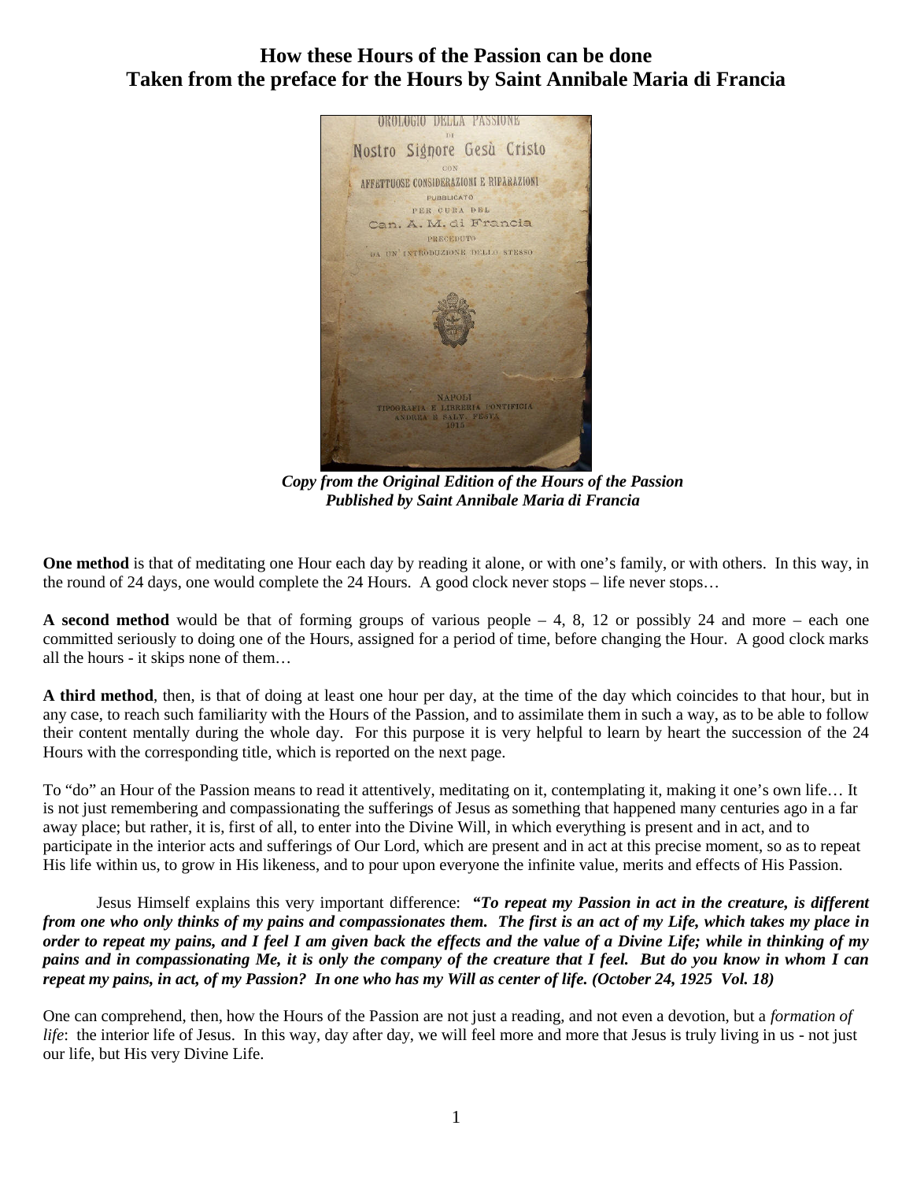# How these Hours of the Passion can be done
# Taken from the preface for the Hours by Saint Annibale Maria di Francia

*Copy from the Original Edition of the Hours of the Passion Published by Saint Annibale Maria di Francia*

**One method** is that of meditating one Hour each day by reading it alone, or with one's family, or with others. In this way, in the round of 24 days, one would complete the 24 Hours. A good clock never stops – life never stops…

**A second method** would be that of forming groups of various people – 4, 8, 12 or possibly 24 and more – each one committed seriously to doing one of the Hours, assigned for a period of time, before changing the Hour. A good clock marks all the hours - it skips none of them…

**A third method**, then, is that of doing at least one hour per day, at the time of the day which coincides to that hour, but in any case, to reach such familiarity with the Hours of the Passion, and to assimilate them in such a way, as to be able to follow their content mentally during the whole day. For this purpose it is very helpful to learn by heart the succession of the 24 Hours with the corresponding title, which is reported on the next page.

To "do" an Hour of the Passion means to read it attentively, meditating on it, contemplating it, making it one's own life… It is not just remembering and compassionating the sufferings of Jesus as something that happened many centuries ago in a far away place; but rather, it is, first of all, to enter into the Divine Will, in which everything is present and in act, and to participate in the interior acts and sufferings of Our Lord, which are present and in act at this precise moment, so as to repeat His life within us, to grow in His likeness, and to pour upon everyone the infinite value, merits and effects of His Passion.

Jesus Himself explains this very important difference: ***"To repeat my Passion in act in the creature, is different from one who only thinks of my pains and compassionates them. The first is an act of my Life, which takes my place in order to repeat my pains, and I feel I am given back the effects and the value of a Divine Life; while in thinking of my pains and in compassionating Me, it is only the company of the creature that I feel. But do you know in whom I can repeat my pains, in act, of my Passion? In one who has my Will as center of life. (October 24, 1925 Vol. 18)***

One can comprehend, then, how the Hours of the Passion are not just a reading, and not even a devotion, but a *formation of life*: the interior life of Jesus. In this way, day after day, we will feel more and more that Jesus is truly living in us - not just our life, but His very Divine Life.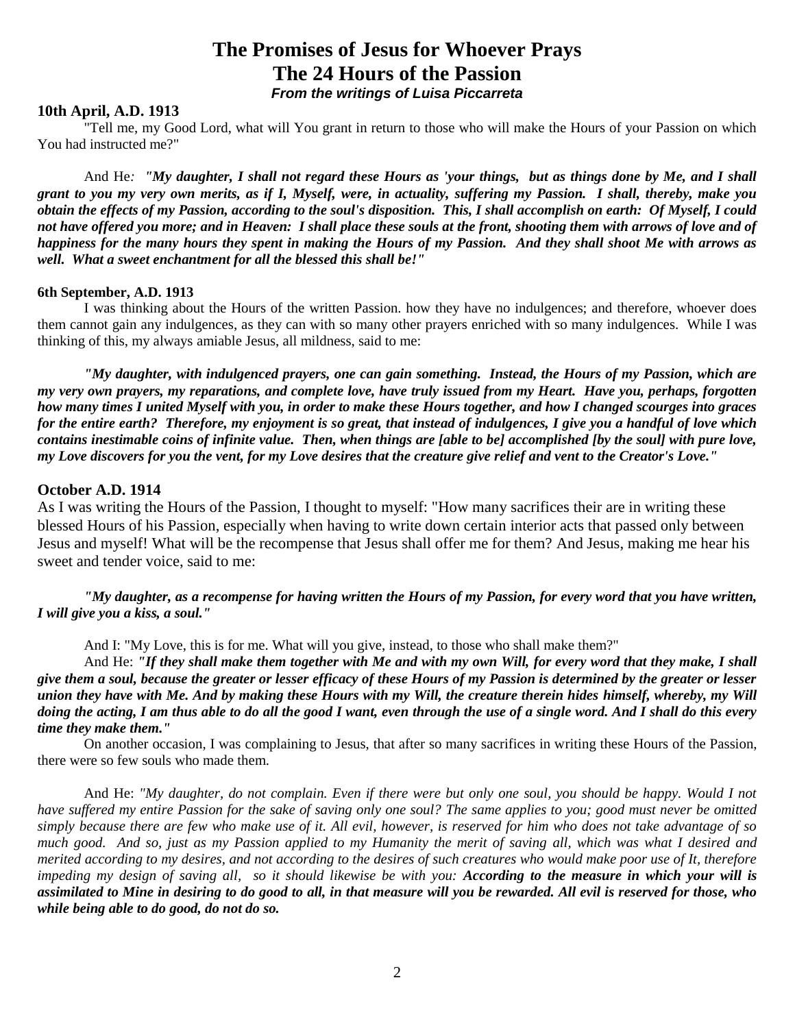# The Promises of Jesus for Whoever Prays
# The 24 Hours of the Passion
***From the writings of Luisa Piccarreta***

**10th April, A.D. 1913**

"Tell me, my Good Lord, what will You grant in return to those who will make the Hours of your Passion on which You had instructed me?"

And He*: "**My daughter, I shall not regard these Hours as 'your things, but as things done by Me, and I shall grant to you my very own merits, as if I, Myself, were, in actuality, suffering my Passion. I shall, thereby, make you obtain the effects of my Passion, according to the soul's disposition. This, I shall accomplish on earth: Of Myself, I could not have offered you more; and in Heaven: I shall place these souls at the front, shooting them with arrows of love and of happiness for the many hours they spent in making the Hours of my Passion. And they shall shoot Me with arrows as well. What a sweet enchantment for all the blessed this shall be!"***

**6th September, A.D. 1913**

I was thinking about the Hours of the written Passion. how they have no indulgences; and therefore, whoever does them cannot gain any indulgences, as they can with so many other prayers enriched with so many indulgences. While I was thinking of this, my always amiable Jesus, all mildness, said to me:

***"My daughter, with indulgenced prayers, one can gain something. Instead, the Hours of my Passion, which are my very own prayers, my reparations, and complete love, have truly issued from my Heart. Have you, perhaps, forgotten how many times I united Myself with you, in order to make these Hours together, and how I changed scourges into graces for the entire earth? Therefore, my enjoyment is so great, that instead of indulgences, I give you a handful of love which contains inestimable coins of infinite value. Then, when things are [able to be] accomplished [by the soul] with pure love, my Love discovers for you the vent, for my Love desires that the creature give relief and vent to the Creator's Love."***

**October A.D. 1914**

As I was writing the Hours of the Passion, I thought to myself: "How many sacrifices their are in writing these blessed Hours of his Passion, especially when having to write down certain interior acts that passed only between Jesus and myself! What will be the recompense that Jesus shall offer me for them? And Jesus, making me hear his sweet and tender voice, said to me:

***"My daughter, as a recompense for having written the Hours of my Passion, for every word that you have written, I will give you a kiss, a soul."***

And I: "My Love, this is for me. What will you give, instead, to those who shall make them?"

And He: ***"If they shall make them together with Me and with my own Will, for every word that they make, I shall give them a soul, because the greater or lesser efficacy of these Hours of my Passion is determined by the greater or lesser union they have with Me. And by making these Hours with my Will, the creature therein hides himself, whereby, my Will doing the acting, I am thus able to do all the good I want, even through the use of a single word. And I shall do this every time they make them."***

On another occasion, I was complaining to Jesus, that after so many sacrifices in writing these Hours of the Passion, there were so few souls who made them.

And He: *"My daughter, do not complain. Even if there were but only one soul, you should be happy. Would I not have suffered my entire Passion for the sake of saving only one soul? The same applies to you; good must never be omitted simply because there are few who make use of it. All evil, however, is reserved for him who does not take advantage of so much good. And so, just as my Passion applied to my Humanity the merit of saving all, which was what I desired and merited according to my desires, and not according to the desires of such creatures who would make poor use of It, therefore impeding my design of saving all, so it should likewise be with you:* ***According to the measure in which your will is assimilated to Mine in desiring to do good to all, in that measure will you be rewarded. All evil is reserved for those, who while being able to do good, do not do so.***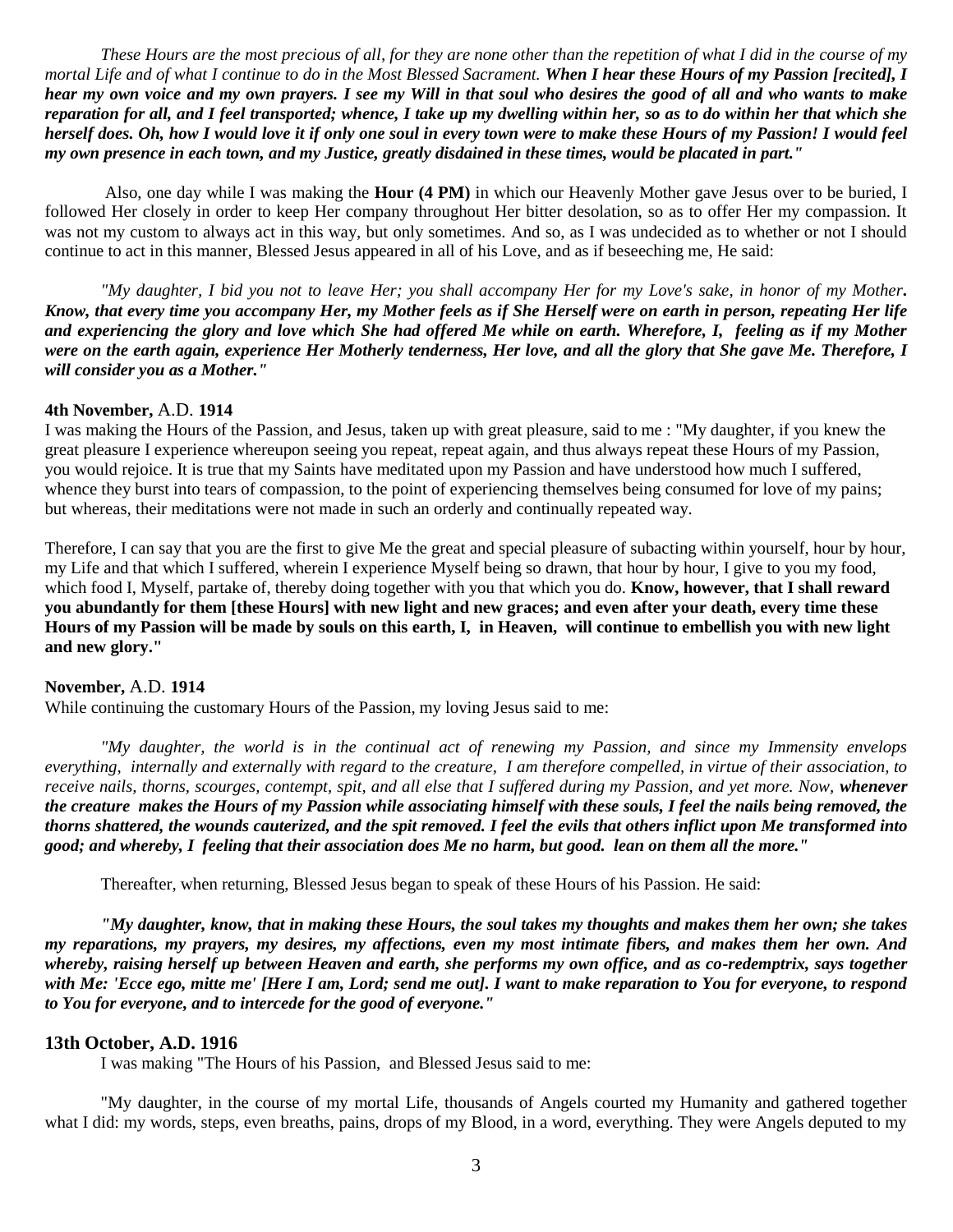*These Hours are the most precious of all, for they are none other than the repetition of what I did in the course of my mortal Life and of what I continue to do in the Most Blessed Sacrament.* ***When I hear these Hours of my Passion [recited], I hear my own voice and my own prayers. I see my Will in that soul who desires the good of all and who wants to make reparation for all, and I feel transported; whence, I take up my dwelling within her, so as to do within her that which she herself does. Oh, how I would love it if only one soul in every town were to make these Hours of my Passion! I would feel my own presence in each town, and my Justice, greatly disdained in these times, would be placated in part."***

Also, one day while I was making the **Hour (4 PM)** in which our Heavenly Mother gave Jesus over to be buried, I followed Her closely in order to keep Her company throughout Her bitter desolation, so as to offer Her my compassion. It was not my custom to always act in this way, but only sometimes. And so, as I was undecided as to whether or not I should continue to act in this manner, Blessed Jesus appeared in all of his Love, and as if beseeching me, He said:

*"My daughter, I bid you not to leave Her; you shall accompany Her for my Love's sake, in honor of my Mother***. Know, that every time you accompany Her, my Mother feels as if She Herself were on earth in person, repeating Her life and experiencing the glory and love which She had offered Me while on earth. Wherefore, I, feeling as if my Mother were on the earth again, experience Her Motherly tenderness, Her love, and all the glory that She gave Me. Therefore, I will consider you as a Mother."***

**4th November,** A.D. **1914**

I was making the Hours of the Passion, and Jesus, taken up with great pleasure, said to me : "My daughter, if you knew the great pleasure I experience whereupon seeing you repeat, repeat again, and thus always repeat these Hours of my Passion, you would rejoice. It is true that my Saints have meditated upon my Passion and have understood how much I suffered, whence they burst into tears of compassion, to the point of experiencing themselves being consumed for love of my pains; but whereas, their meditations were not made in such an orderly and continually repeated way.

Therefore, I can say that you are the first to give Me the great and special pleasure of subacting within yourself, hour by hour, my Life and that which I suffered, wherein I experience Myself being so drawn, that hour by hour, I give to you my food, which food I, Myself, partake of, thereby doing together with you that which you do. **Know, however, that I shall reward you abundantly for them [these Hours] with new light and new graces; and even after your death, every time these Hours of my Passion will be made by souls on this earth, I, in Heaven, will continue to embellish you with new light and new glory."**

**November,** A.D. **1914**

While continuing the customary Hours of the Passion, my loving Jesus said to me:

*"My daughter, the world is in the continual act of renewing my Passion, and since my Immensity envelops everything, internally and externally with regard to the creature, I am therefore compelled, in virtue of their association, to receive nails, thorns, scourges, contempt, spit, and all else that I suffered during my Passion, and yet more. Now,* ***whenever the creature makes the Hours of my Passion while associating himself with these souls, I feel the nails being removed, the thorns shattered, the wounds cauterized, and the spit removed. I feel the evils that others inflict upon Me transformed into good; and whereby, I feeling that their association does Me no harm, but good. lean on them all the more."***

Thereafter, when returning, Blessed Jesus began to speak of these Hours of his Passion. He said:

***"My daughter, know, that in making these Hours, the soul takes my thoughts and makes them her own; she takes my reparations, my prayers, my desires, my affections, even my most intimate fibers, and makes them her own. And whereby, raising herself up between Heaven and earth, she performs my own office, and as co-redemptrix, says together with Me: 'Ecce ego, mitte me' [Here I am, Lord; send me out]. I want to make reparation to You for everyone, to respond to You for everyone, and to intercede for the good of everyone."***

**13th October, A.D. 1916**

I was making "The Hours of his Passion, and Blessed Jesus said to me:

"My daughter, in the course of my mortal Life, thousands of Angels courted my Humanity and gathered together what I did: my words, steps, even breaths, pains, drops of my Blood, in a word, everything. They were Angels deputed to my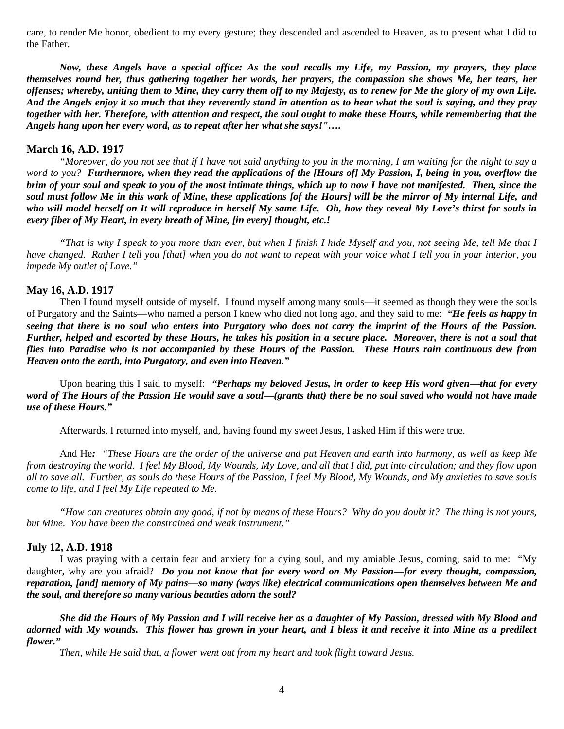care, to render Me honor, obedient to my every gesture; they descended and ascended to Heaven, as to present what I did to the Father.

***Now, these Angels have a special office: As the soul recalls my Life, my Passion, my prayers, they place themselves round her, thus gathering together her words, her prayers, the compassion she shows Me, her tears, her offenses; whereby, uniting them to Mine, they carry them off to my Majesty, as to renew for Me the glory of my own Life. And the Angels enjoy it so much that they reverently stand in attention as to hear what the soul is saying, and they pray together with her. Therefore, with attention and respect, the soul ought to make these Hours, while remembering that the Angels hang upon her every word, as to repeat after her what she says!"….***

## March 16, A.D. 1917

*"Moreover, do you not see that if I have not said anything to you in the morning, I am waiting for the night to say a word to you?* ***Furthermore, when they read the applications of the [Hours of] My Passion, I, being in you, overflow the brim of your soul and speak to you of the most intimate things, which up to now I have not manifested. Then, since the soul must follow Me in this work of Mine, these applications [of the Hours] will be the mirror of My internal Life, and who will model herself on It will reproduce in herself My same Life. Oh, how they reveal My Love's thirst for souls in every fiber of My Heart, in every breath of Mine, [in every] thought, etc.!***

*"That is why I speak to you more than ever, but when I finish I hide Myself and you, not seeing Me, tell Me that I have changed. Rather I tell you [that] when you do not want to repeat with your voice what I tell you in your interior, you impede My outlet of Love."*

## May 16, A.D. 1917

Then I found myself outside of myself. I found myself among many souls—it seemed as though they were the souls of Purgatory and the Saints—who named a person I knew who died not long ago, and they said to me: ***"He feels as happy in seeing that there is no soul who enters into Purgatory who does not carry the imprint of the Hours of the Passion. Further, helped and escorted by these Hours, he takes his position in a secure place. Moreover, there is not a soul that flies into Paradise who is not accompanied by these Hours of the Passion. These Hours rain continuous dew from Heaven onto the earth, into Purgatory, and even into Heaven."***

Upon hearing this I said to myself: ***"Perhaps my beloved Jesus, in order to keep His word given—that for every word of The Hours of the Passion He would save a soul—(grants that) there be no soul saved who would not have made use of these Hours."***

Afterwards, I returned into myself, and, having found my sweet Jesus, I asked Him if this were true.

And He***:*** *"These Hours are the order of the universe and put Heaven and earth into harmony, as well as keep Me from destroying the world. I feel My Blood, My Wounds, My Love, and all that I did, put into circulation; and they flow upon all to save all. Further, as souls do these Hours of the Passion, I feel My Blood, My Wounds, and My anxieties to save souls come to life, and I feel My Life repeated to Me.*

*"How can creatures obtain any good, if not by means of these Hours? Why do you doubt it? The thing is not yours, but Mine. You have been the constrained and weak instrument."*

## July 12, A.D. 1918

I was praying with a certain fear and anxiety for a dying soul, and my amiable Jesus, coming, said to me: "My daughter, why are you afraid? ***Do you not know that for every word on My Passion—for every thought, compassion, reparation, [and] memory of My pains—so many (ways like) electrical communications open themselves between Me and the soul, and therefore so many various beauties adorn the soul?***

***She did the Hours of My Passion and I will receive her as a daughter of My Passion, dressed with My Blood and adorned with My wounds. This flower has grown in your heart, and I bless it and receive it into Mine as a predilect flower."***

*Then, while He said that, a flower went out from my heart and took flight toward Jesus.*